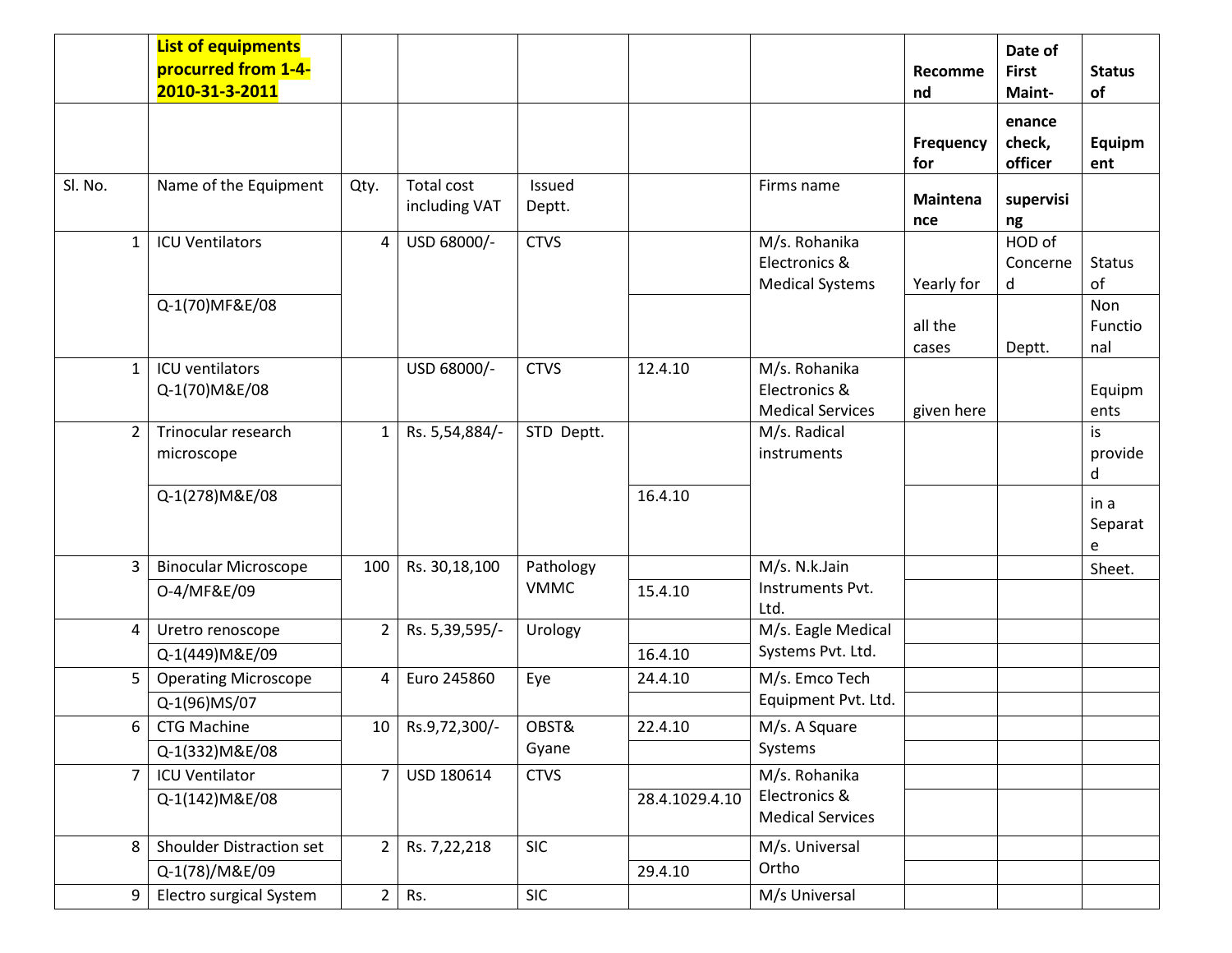| | **List of equipments procured from 1-4-2010-31-3-2011** | | | | | | **Recommend** | **Date of First Maint-** | **Status of** |
|---|---|---|---|---|---|---|---|---|---|
| | | | | | | | **Frequency for** | **enance check, officer** | **Equipment** |
| Sl. No. | Name of the Equipment | Qty. | Total cost including VAT | Issued Deptt. | | Firms name | **Maintenance** | **supervising** | |
| 1 | ICU Ventilators | 4 | USD 68000/- | CTVS | | M/s. Rohanika Electronics & Medical Systems | Yearly for | HOD of Concerned | Status of |
| | Q-1(70)MF&E/08 | | | | | | all the cases | Deptt. | Non Functional |
| 1 | ICU ventilators Q-1(70)M&E/08 | | USD 68000/- | CTVS | 12.4.10 | M/s. Rohanika Electronics & Medical Services | given here | | Equipments |
| 2 | Trinocular research microscope | 1 | Rs. 5,54,884/- | STD Deptt. | | M/s. Radical instruments | | | is provided |
| | Q-1(278)M&E/08 | | | | 16.4.10 | | | | in a Separate |
| 3 | Binocular Microscope | 100 | Rs. 30,18,100 | Pathology VMMC | | M/s. N.k.Jain Instruments Pvt. Ltd. | | | Sheet. |
| | O-4/MF&E/09 | | | | 15.4.10 | | | | |
| 4 | Uretro renoscope | 2 | Rs. 5,39,595/- | Urology | | M/s. Eagle Medical Systems Pvt. Ltd. | | | |
| | Q-1(449)M&E/09 | | | | 16.4.10 | | | | |
| 5 | Operating Microscope | 4 | Euro 245860 | Eye | 24.4.10 | M/s. Emco Tech Equipment Pvt. Ltd. | | | |
| | Q-1(96)MS/07 | | | | | | | | |
| 6 | CTG Machine | 10 | Rs.9,72,300/- | OBST& Gyane | 22.4.10 | M/s. A Square Systems | | | |
| | Q-1(332)M&E/08 | | | | | | | | |
| 7 | ICU Ventilator | 7 | USD 180614 | CTVS | | M/s. Rohanika Electronics & Medical Services | | | |
| | Q-1(142)M&E/08 | | | | 28.4.1029.4.10 | | | | |
| 8 | Shoulder Distraction set | 2 | Rs. 7,22,218 | SIC | | M/s. Universal Ortho | | | |
| | Q-1(78)/M&E/09 | | | | 29.4.10 | | | | |
| 9 | Electro surgical System | 2 | Rs. | SIC | | M/s Universal | | | |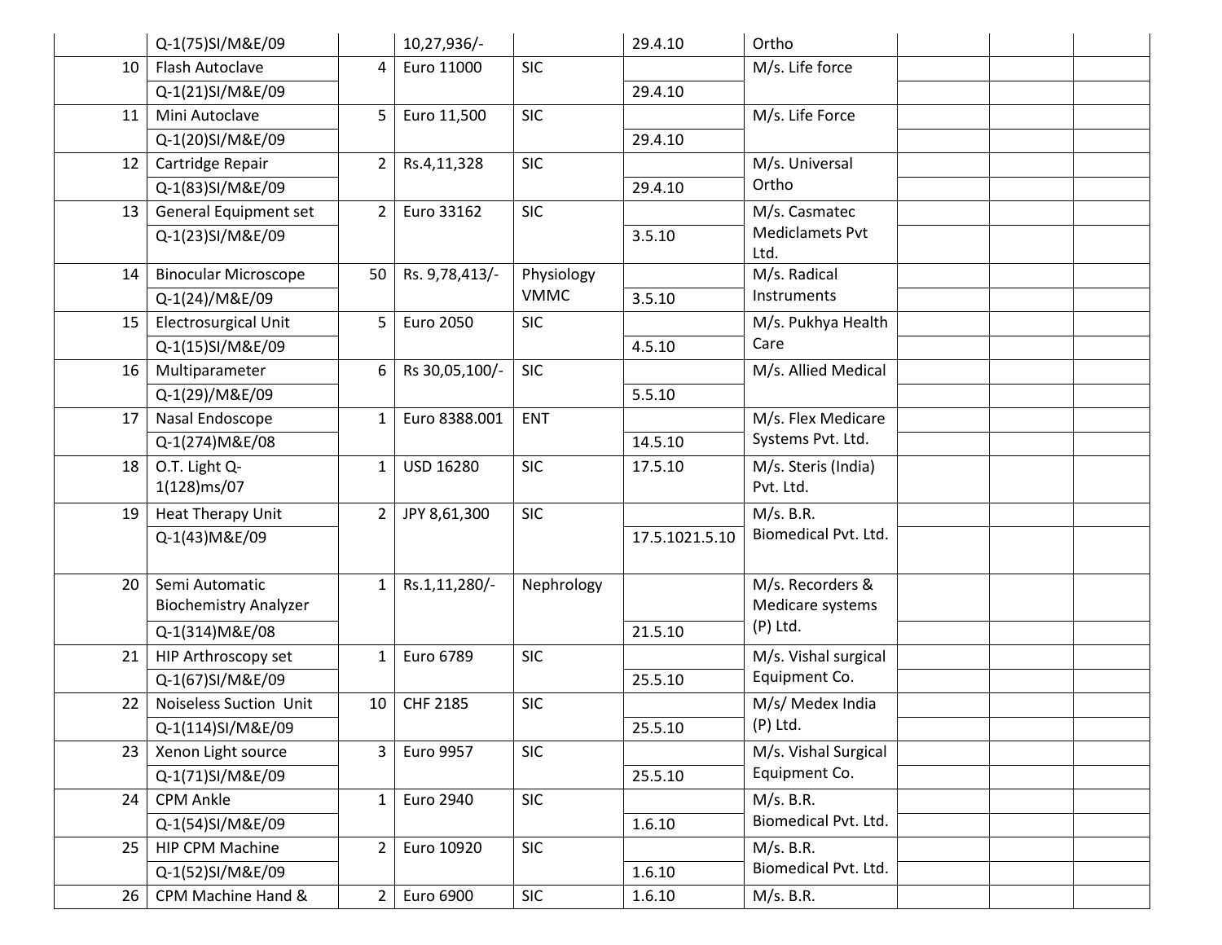| | | | | | | | | | |
|---|---|---|---|---|---|---|---|---|---|
| | Q-1(75)SI/M&E/09 | | 10,27,936/- | | 29.4.10 | Ortho | | | |
| 10 | Flash Autoclave | 4 | Euro 11000 | SIC | | M/s. Life force | | | |
| | Q-1(21)SI/M&E/09 | | | | 29.4.10 | | | | |
| 11 | Mini Autoclave | 5 | Euro 11,500 | SIC | | M/s. Life Force | | | |
| | Q-1(20)SI/M&E/09 | | | | 29.4.10 | | | | |
| 12 | Cartridge Repair | 2 | Rs.4,11,328 | SIC | | M/s. Universal Ortho | | | |
| | Q-1(83)SI/M&E/09 | | | | 29.4.10 | | | | |
| 13 | General Equipment set | 2 | Euro 33162 | SIC | | M/s. Casmatec Mediclamets Pvt Ltd. | | | |
| | Q-1(23)SI/M&E/09 | | | | 3.5.10 | | | | |
| 14 | Binocular Microscope | 50 | Rs. 9,78,413/- | Physiology VMMC | | M/s. Radical Instruments | | | |
| | Q-1(24)/M&E/09 | | | | 3.5.10 | | | | |
| 15 | Electrosurgical Unit | 5 | Euro 2050 | SIC | | M/s. Pukhya Health Care | | | |
| | Q-1(15)SI/M&E/09 | | | | 4.5.10 | | | | |
| 16 | Multiparameter | 6 | Rs 30,05,100/- | SIC | | M/s. Allied Medical | | | |
| | Q-1(29)/M&E/09 | | | | 5.5.10 | | | | |
| 17 | Nasal Endoscope | 1 | Euro 8388.001 | ENT | | M/s. Flex Medicare Systems Pvt. Ltd. | | | |
| | Q-1(274)M&E/08 | | | | 14.5.10 | | | | |
| 18 | O.T. Light Q-1(128)ms/07 | 1 | USD 16280 | SIC | 17.5.10 | M/s. Steris (India) Pvt. Ltd. | | | |
| 19 | Heat Therapy Unit | 2 | JPY 8,61,300 | SIC | | M/s. B.R. Biomedical Pvt. Ltd. | | | |
| | Q-1(43)M&E/09 | | | | 17.5.1021.5.10 | | | | |
| 20 | Semi Automatic Biochemistry Analyzer | 1 | Rs.1,11,280/- | Nephrology | | M/s. Recorders & Medicare systems (P) Ltd. | | | |
| | Q-1(314)M&E/08 | | | | 21.5.10 | | | | |
| 21 | HIP Arthroscopy set | 1 | Euro 6789 | SIC | | M/s. Vishal surgical Equipment Co. | | | |
| | Q-1(67)SI/M&E/09 | | | | 25.5.10 | | | | |
| 22 | Noiseless Suction Unit | 10 | CHF 2185 | SIC | | M/s/ Medex India (P) Ltd. | | | |
| | Q-1(114)SI/M&E/09 | | | | 25.5.10 | | | | |
| 23 | Xenon Light source | 3 | Euro 9957 | SIC | | M/s. Vishal Surgical Equipment Co. | | | |
| | Q-1(71)SI/M&E/09 | | | | 25.5.10 | | | | |
| 24 | CPM Ankle | 1 | Euro 2940 | SIC | | M/s. B.R. Biomedical Pvt. Ltd. | | | |
| | Q-1(54)SI/M&E/09 | | | | 1.6.10 | | | | |
| 25 | HIP CPM Machine | 2 | Euro 10920 | SIC | | M/s. B.R. Biomedical Pvt. Ltd. | | | |
| | Q-1(52)SI/M&E/09 | | | | 1.6.10 | | | | |
| 26 | CPM Machine Hand & | 2 | Euro 6900 | SIC | 1.6.10 | M/s. B.R. | | | |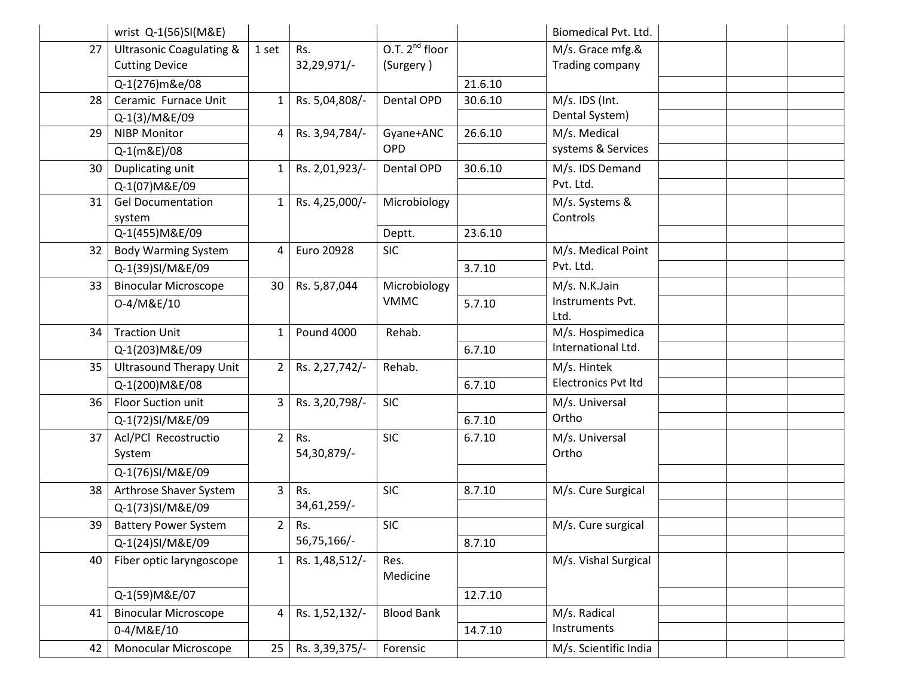| | | | | | | | | | |
|---|---|---|---|---|---|---|---|---|---|
| | wrist Q-1(56)SI(M&E) | | | | | Biomedical Pvt. Ltd. | | | |
| 27 | Ultrasonic Coagulating & Cutting Device | 1 set | Rs. 32,29,971/- | O.T. 2nd floor (Surgery ) | | M/s. Grace mfg.& Trading company | | | |
| | Q-1(276)m&e/08 | | | | 21.6.10 | | | | |
| 28 | Ceramic Furnace Unit | 1 | Rs. 5,04,808/- | Dental OPD | 30.6.10 | M/s. IDS (Int. Dental System) | | | |
| | Q-1(3)/M&E/09 | | | | | | | | |
| 29 | NIBP Monitor | 4 | Rs. 3,94,784/- | Gyane+ANC OPD | 26.6.10 | M/s. Medical systems & Services | | | |
| | Q-1(m&E)/08 | | | | | | | | |
| 30 | Duplicating unit | 1 | Rs. 2,01,923/- | Dental OPD | 30.6.10 | M/s. IDS Demand Pvt. Ltd. | | | |
| | Q-1(07)M&E/09 | | | | | | | | |
| 31 | Gel Documentation system | 1 | Rs. 4,25,000/- | Microbiology | | M/s. Systems & Controls | | | |
| | Q-1(455)M&E/09 | | | Deptt. | 23.6.10 | | | | |
| 32 | Body Warming System | 4 | Euro 20928 | SIC | | M/s. Medical Point Pvt. Ltd. | | | |
| | Q-1(39)SI/M&E/09 | | | | 3.7.10 | | | | |
| 33 | Binocular Microscope | 30 | Rs. 5,87,044 | Microbiology VMMC | | M/s. N.K.Jain Instruments Pvt. Ltd. | | | |
| | O-4/M&E/10 | | | | 5.7.10 | | | | |
| 34 | Traction Unit | 1 | Pound 4000 | Rehab. | | M/s. Hospimedica International Ltd. | | | |
| | Q-1(203)M&E/09 | | | | 6.7.10 | | | | |
| 35 | Ultrasound Therapy Unit | 2 | Rs. 2,27,742/- | Rehab. | | M/s. Hintek Electronics Pvt ltd | | | |
| | Q-1(200)M&E/08 | | | | 6.7.10 | | | | |
| 36 | Floor Suction unit | 3 | Rs. 3,20,798/- | SIC | | M/s. Universal Ortho | | | |
| | Q-1(72)SI/M&E/09 | | | | 6.7.10 | | | | |
| 37 | Acl/PCl Recostructio System | 2 | Rs. 54,30,879/- | SIC | 6.7.10 | M/s. Universal Ortho | | | |
| | Q-1(76)SI/M&E/09 | | | | | | | | |
| 38 | Arthrose Shaver System | 3 | Rs. 34,61,259/- | SIC | 8.7.10 | M/s. Cure Surgical | | | |
| | Q-1(73)SI/M&E/09 | | | | | | | | |
| 39 | Battery Power System | 2 | Rs. 56,75,166/- | SIC | | M/s. Cure surgical | | | |
| | Q-1(24)SI/M&E/09 | | | | 8.7.10 | | | | |
| 40 | Fiber optic laryngoscope | 1 | Rs. 1,48,512/- | Res. Medicine | | M/s. Vishal Surgical | | | |
| | Q-1(59)M&E/07 | | | | 12.7.10 | | | | |
| 41 | Binocular Microscope | 4 | Rs. 1,52,132/- | Blood Bank | | M/s. Radical Instruments | | | |
| | 0-4/M&E/10 | | | | 14.7.10 | | | | |
| 42 | Monocular Microscope | 25 | Rs. 3,39,375/- | Forensic | | M/s. Scientific India | | | |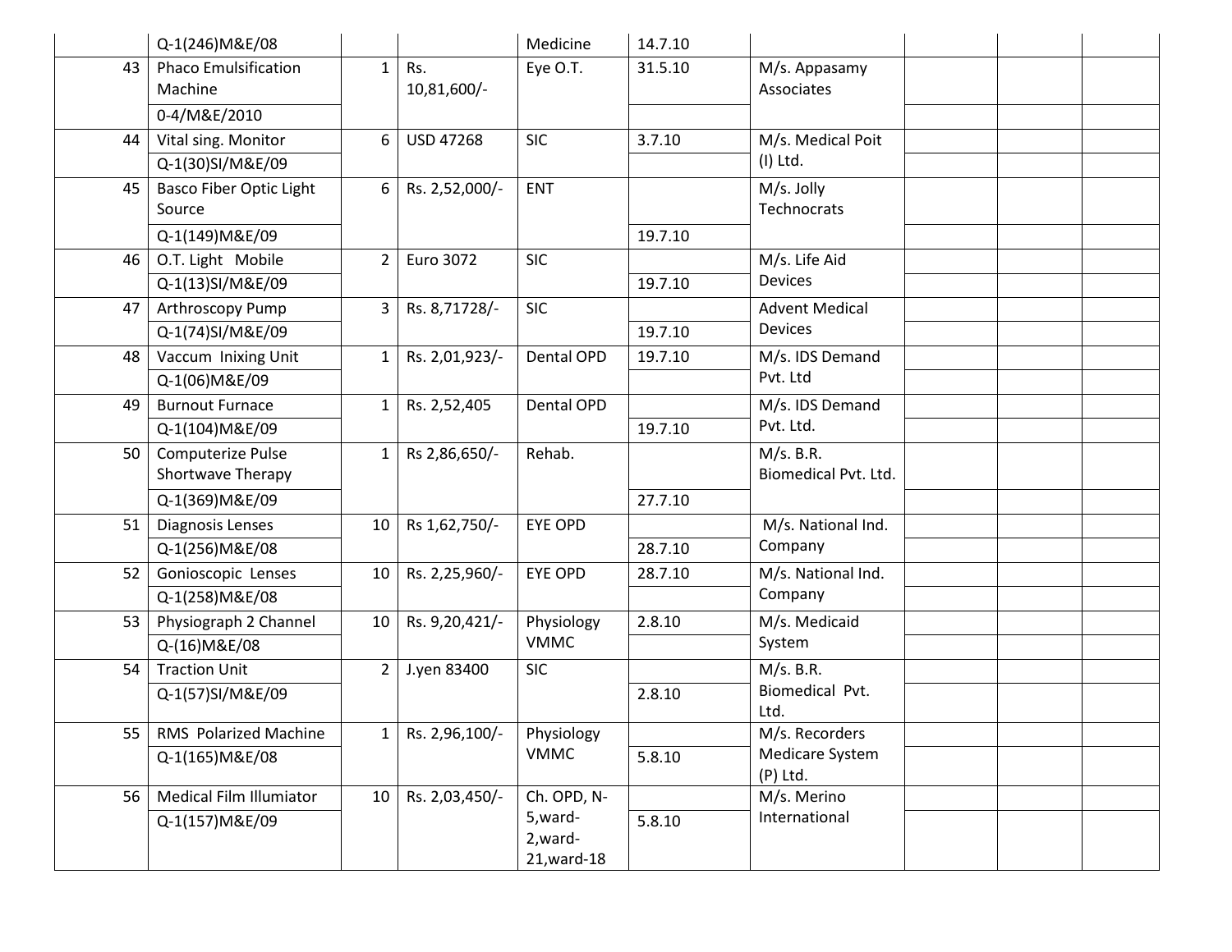| | | | | | | | | | |
|---|---|---|---|---|---|---|---|---|---|
| | Q-1(246)M&E/08 | | | Medicine | 14.7.10 | | | | |
| 43 | Phaco Emulsification Machine | 1 | Rs. 10,81,600/- | Eye O.T. | 31.5.10 | M/s. Appasamy Associates | | | |
| | 0-4/M&E/2010 | | | | | | | | |
| 44 | Vital sing. Monitor | 6 | USD 47268 | SIC | 3.7.10 | M/s. Medical Poit (I) Ltd. | | | |
| | Q-1(30)SI/M&E/09 | | | | | | | | |
| 45 | Basco Fiber Optic Light Source | 6 | Rs. 2,52,000/- | ENT | | M/s. Jolly Technocrats | | | |
| | Q-1(149)M&E/09 | | | | 19.7.10 | | | | |
| 46 | O.T. Light Mobile | 2 | Euro 3072 | SIC | | M/s. Life Aid Devices | | | |
| | Q-1(13)SI/M&E/09 | | | | 19.7.10 | | | | |
| 47 | Arthroscopy Pump | 3 | Rs. 8,71728/- | SIC | | Advent Medical Devices | | | |
| | Q-1(74)SI/M&E/09 | | | | 19.7.10 | | | | |
| 48 | Vaccum Inixing Unit | 1 | Rs. 2,01,923/- | Dental OPD | 19.7.10 | M/s. IDS Demand Pvt. Ltd | | | |
| | Q-1(06)M&E/09 | | | | | | | | |
| 49 | Burnout Furnace | 1 | Rs. 2,52,405 | Dental OPD | | M/s. IDS Demand Pvt. Ltd. | | | |
| | Q-1(104)M&E/09 | | | | 19.7.10 | | | | |
| 50 | Computerize Pulse Shortwave Therapy | 1 | Rs 2,86,650/- | Rehab. | | M/s. B.R. Biomedical Pvt. Ltd. | | | |
| | Q-1(369)M&E/09 | | | | 27.7.10 | | | | |
| 51 | Diagnosis Lenses | 10 | Rs 1,62,750/- | EYE OPD | | M/s. National Ind. Company | | | |
| | Q-1(256)M&E/08 | | | | 28.7.10 | | | | |
| 52 | Gonioscopic Lenses | 10 | Rs. 2,25,960/- | EYE OPD | 28.7.10 | M/s. National Ind. Company | | | |
| | Q-1(258)M&E/08 | | | | | | | | |
| 53 | Physiograph 2 Channel | 10 | Rs. 9,20,421/- | Physiology VMMC | 2.8.10 | M/s. Medicaid System | | | |
| | Q-(16)M&E/08 | | | | | | | | |
| 54 | Traction Unit | 2 | J.yen 83400 | SIC | | M/s. B.R. Biomedical Pvt. Ltd. | | | |
| | Q-1(57)SI/M&E/09 | | | | 2.8.10 | | | | |
| 55 | RMS Polarized Machine | 1 | Rs. 2,96,100/- | Physiology VMMC | | M/s. Recorders Medicare System (P) Ltd. | | | |
| | Q-1(165)M&E/08 | | | | 5.8.10 | | | | |
| 56 | Medical Film Illumiator | 10 | Rs. 2,03,450/- | Ch. OPD, N-5,ward-2,ward-21,ward-18 | | M/s. Merino International | | | |
| | Q-1(157)M&E/09 | | | | 5.8.10 | | | | |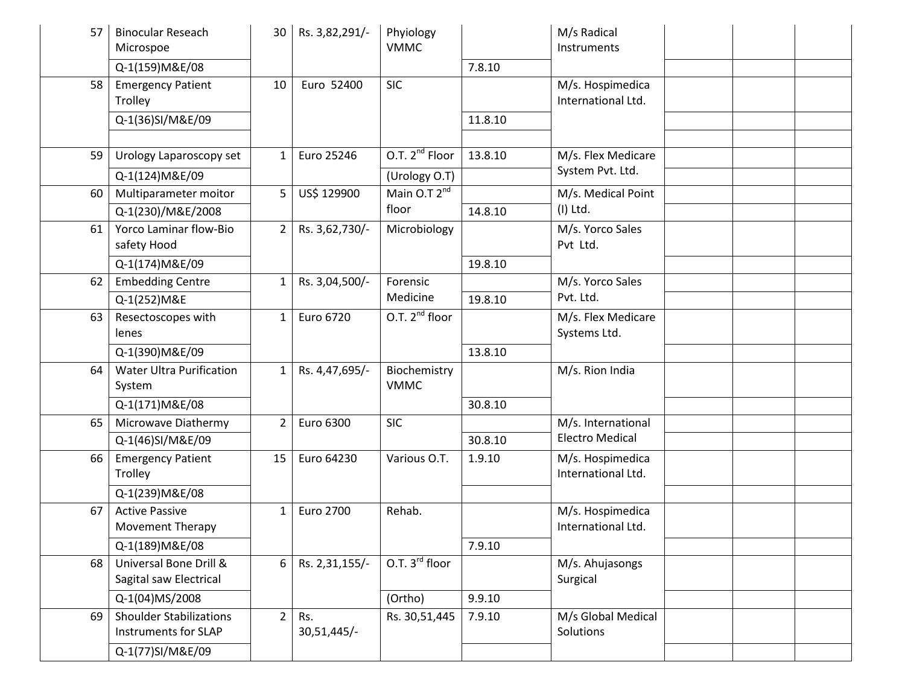| | | | | | | | | | |
|---|---|---|---|---|---|---|---|---|---|
| 57 | Binocular Reseach Microspoe | 30 | Rs. 3,82,291/- | Phyiology VMMC | | M/s Radical Instruments | | | |
| | Q-1(159)M&E/08 | | | | 7.8.10 | | | | |
| 58 | Emergency Patient Trolley | 10 | Euro 52400 | SIC | | M/s. Hospimedica International Ltd. | | | |
| | Q-1(36)SI/M&E/09 | | | | 11.8.10 | | | | |
| | | | | | | | | | |
| 59 | Urology Laparoscopy set | 1 | Euro 25246 | O.T. 2nd Floor | 13.8.10 | M/s. Flex Medicare System Pvt. Ltd. | | | |
| | Q-1(124)M&E/09 | | | (Urology O.T) | | | | | |
| 60 | Multiparameter moitor | 5 | US$ 129900 | Main O.T 2nd floor | | M/s. Medical Point (I) Ltd. | | | |
| | Q-1(230)/M&E/2008 | | | | 14.8.10 | | | | |
| 61 | Yorco Laminar flow-Bio safety Hood | 2 | Rs. 3,62,730/- | Microbiology | | M/s. Yorco Sales Pvt Ltd. | | | |
| | Q-1(174)M&E/09 | | | | 19.8.10 | | | | |
| 62 | Embedding Centre | 1 | Rs. 3,04,500/- | Forensic Medicine | | M/s. Yorco Sales Pvt. Ltd. | | | |
| | Q-1(252)M&E | | | | 19.8.10 | | | | |
| 63 | Resectoscopes with lenes | 1 | Euro 6720 | O.T. 2nd floor | | M/s. Flex Medicare Systems Ltd. | | | |
| | Q-1(390)M&E/09 | | | | 13.8.10 | | | | |
| 64 | Water Ultra Purification System | 1 | Rs. 4,47,695/- | Biochemistry VMMC | | M/s. Rion India | | | |
| | Q-1(171)M&E/08 | | | | 30.8.10 | | | | |
| 65 | Microwave Diathermy | 2 | Euro 6300 | SIC | | M/s. International Electro Medical | | | |
| | Q-1(46)SI/M&E/09 | | | | 30.8.10 | | | | |
| 66 | Emergency Patient Trolley | 15 | Euro 64230 | Various O.T. | 1.9.10 | M/s. Hospimedica International Ltd. | | | |
| | Q-1(239)M&E/08 | | | | | | | | |
| 67 | Active Passive Movement Therapy | 1 | Euro 2700 | Rehab. | | M/s. Hospimedica International Ltd. | | | |
| | Q-1(189)M&E/08 | | | | 7.9.10 | | | | |
| 68 | Universal Bone Drill & Sagital saw Electrical | 6 | Rs. 2,31,155/- | O.T. 3rd floor | | M/s. Ahujasongs Surgical | | | |
| | Q-1(04)MS/2008 | | | (Ortho) | 9.9.10 | | | | |
| 69 | Shoulder Stabilizations Instruments for SLAP | 2 | Rs. 30,51,445/- | Rs. 30,51,445 | 7.9.10 | M/s Global Medical Solutions | | | |
| | Q-1(77)SI/M&E/09 | | | | | | | | |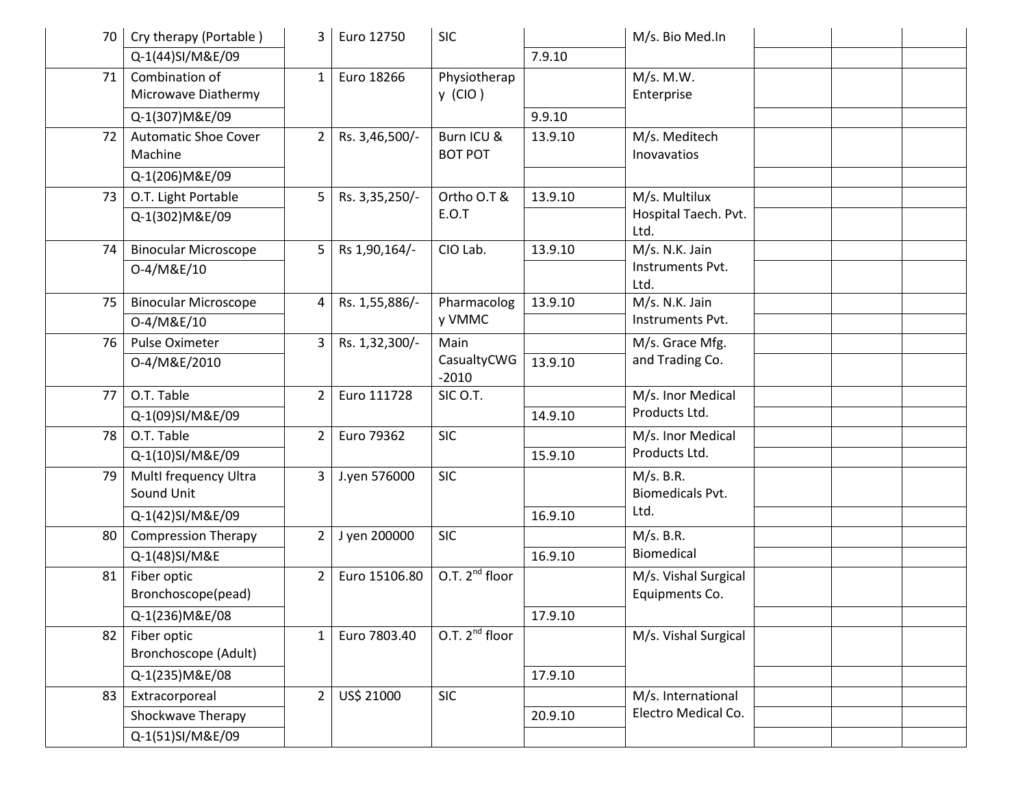| | | | | | | | | | |
|---|---|---|---|---|---|---|---|---|---|
| 70 | Cry therapy (Portable ) Q-1(44)SI/M&E/09 | 3 | Euro 12750 | SIC | 7.9.10 | M/s. Bio Med.In | | | |
| 71 | Combination of Microwave Diathermy Q-1(307)M&E/09 | 1 | Euro 18266 | Physiotherapy (CIO ) | 9.9.10 | M/s. M.W. Enterprise | | | |
| 72 | Automatic Shoe Cover Machine Q-1(206)M&E/09 | 2 | Rs. 3,46,500/- | Burn ICU & BOT POT | 13.9.10 | M/s. Meditech Inovavatios | | | |
| 73 | O.T. Light Portable Q-1(302)M&E/09 | 5 | Rs. 3,35,250/- | Ortho O.T & E.O.T | 13.9.10 | M/s. Multilux Hospital Taech. Pvt. Ltd. | | | |
| 74 | Binocular Microscope O-4/M&E/10 | 5 | Rs 1,90,164/- | CIO Lab. | 13.9.10 | M/s. N.K. Jain Instruments Pvt. Ltd. | | | |
| 75 | Binocular Microscope O-4/M&E/10 | 4 | Rs. 1,55,886/- | Pharmacology VMMC | 13.9.10 | M/s. N.K. Jain Instruments Pvt. | | | |
| 76 | Pulse Oximeter O-4/M&E/2010 | 3 | Rs. 1,32,300/- | Main CasualtyCWG -2010 | 13.9.10 | M/s. Grace Mfg. and Trading Co. | | | |
| 77 | O.T. Table Q-1(09)SI/M&E/09 | 2 | Euro 111728 | SIC O.T. | 14.9.10 | M/s. Inor Medical Products Ltd. | | | |
| 78 | O.T. Table Q-1(10)SI/M&E/09 | 2 | Euro 79362 | SIC | 15.9.10 | M/s. Inor Medical Products Ltd. | | | |
| 79 | MultI frequency Ultra Sound Unit Q-1(42)SI/M&E/09 | 3 | J.yen 576000 | SIC | 16.9.10 | M/s. B.R. Biomedicals Pvt. Ltd. | | | |
| 80 | Compression Therapy Q-1(48)SI/M&E | 2 | J yen 200000 | SIC | 16.9.10 | M/s. B.R. Biomedical | | | |
| 81 | Fiber optic Bronchoscope(pead) Q-1(236)M&E/08 | 2 | Euro 15106.80 | O.T. 2nd floor | 17.9.10 | M/s. Vishal Surgical Equipments Co. | | | |
| 82 | Fiber optic Bronchoscope (Adult) Q-1(235)M&E/08 | 1 | Euro 7803.40 | O.T. 2nd floor | 17.9.10 | M/s. Vishal Surgical | | | |
| 83 | Extracorporeal Shockwave Therapy Q-1(51)SI/M&E/09 | 2 | US$ 21000 | SIC | 20.9.10 | M/s. International Electro Medical Co. | | | |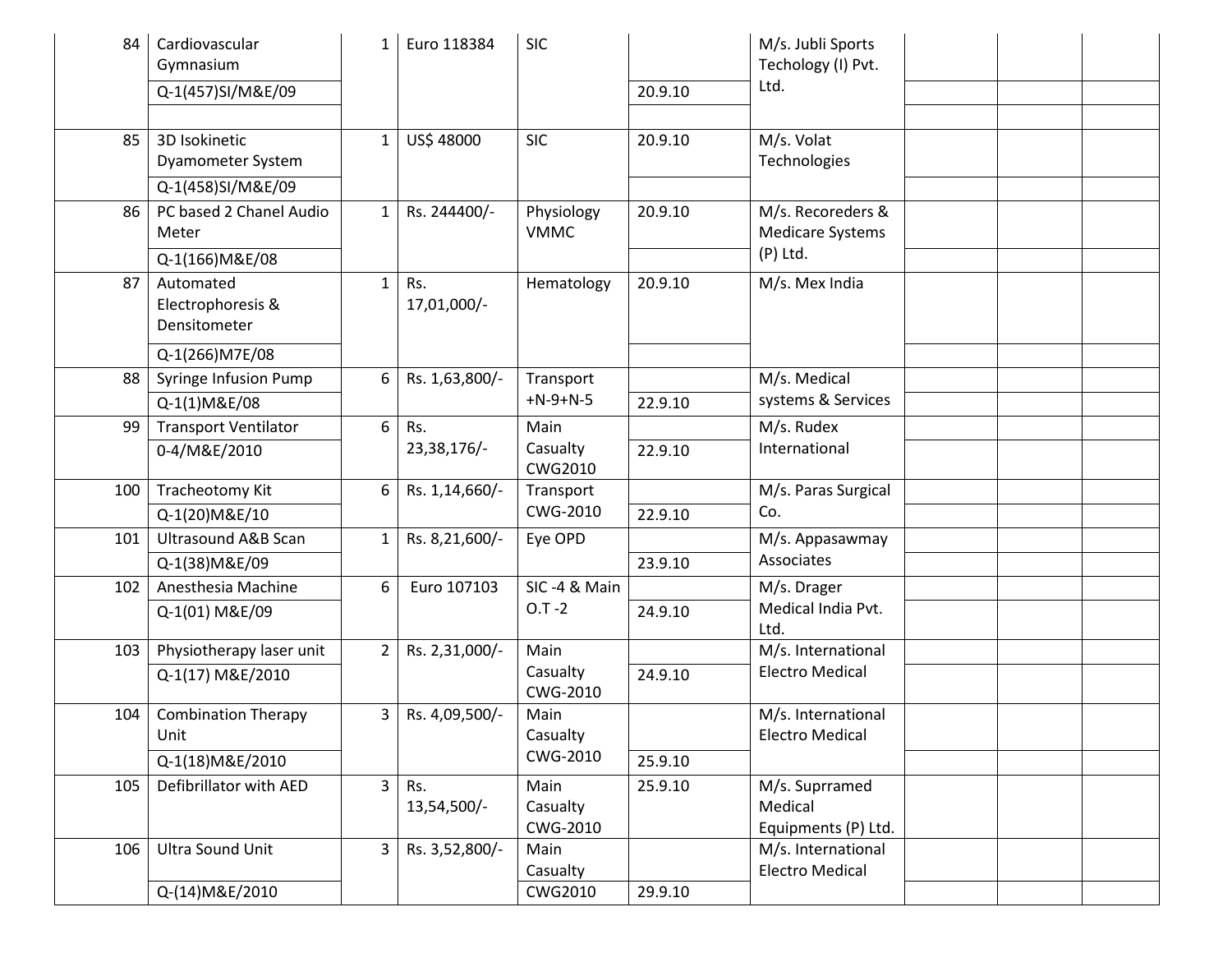| | | | | | | | | | |
|---|---|---|---|---|---|---|---|---|---|
| 84 | Cardiovascular Gymnasium | 1 | Euro 118384 | SIC | | M/s. Jubli Sports Techology (I) Pvt. Ltd. | | | |
| | Q-1(457)SI/M&E/09 | | | | 20.9.10 | | | | |
| | | | | | | | | | |
| 85 | 3D Isokinetic Dyamometer System | 1 | US$ 48000 | SIC | 20.9.10 | M/s. Volat Technologies | | | |
| | Q-1(458)SI/M&E/09 | | | | | | | | |
| 86 | PC based 2 Chanel Audio Meter | 1 | Rs. 244400/- | Physiology VMMC | 20.9.10 | M/s. Recoreders & Medicare Systems (P) Ltd. | | | |
| | Q-1(166)M&E/08 | | | | | | | | |
| 87 | Automated Electrophoresis & Densitometer | 1 | Rs. 17,01,000/- | Hematology | 20.9.10 | M/s. Mex India | | | |
| | Q-1(266)M7E/08 | | | | | | | | |
| 88 | Syringe Infusion Pump | 6 | Rs. 1,63,800/- | Transport +N-9+N-5 | | M/s. Medical systems & Services | | | |
| | Q-1(1)M&E/08 | | | | 22.9.10 | | | | |
| 99 | Transport Ventilator | 6 | Rs. 23,38,176/- | Main Casualty CWG2010 | | M/s. Rudex International | | | |
| | 0-4/M&E/2010 | | | | 22.9.10 | | | | |
| 100 | Tracheotomy Kit | 6 | Rs. 1,14,660/- | Transport CWG-2010 | | M/s. Paras Surgical Co. | | | |
| | Q-1(20)M&E/10 | | | | 22.9.10 | | | | |
| 101 | Ultrasound A&B Scan | 1 | Rs. 8,21,600/- | Eye OPD | | M/s. Appasawmay Associates | | | |
| | Q-1(38)M&E/09 | | | | 23.9.10 | | | | |
| 102 | Anesthesia Machine | 6 | Euro 107103 | SIC -4 & Main O.T -2 | | M/s. Drager Medical India Pvt. Ltd. | | | |
| | Q-1(01) M&E/09 | | | | 24.9.10 | | | | |
| 103 | Physiotherapy laser unit | 2 | Rs. 2,31,000/- | Main Casualty CWG-2010 | | M/s. International Electro Medical | | | |
| | Q-1(17) M&E/2010 | | | | 24.9.10 | | | | |
| 104 | Combination Therapy Unit | 3 | Rs. 4,09,500/- | Main Casualty CWG-2010 | | M/s. International Electro Medical | | | |
| | Q-1(18)M&E/2010 | | | | 25.9.10 | | | | |
| 105 | Defibrillator with AED | 3 | Rs. 13,54,500/- | Main Casualty CWG-2010 | 25.9.10 | M/s. Suprramed Medical Equipments (P) Ltd. | | | |
| 106 | Ultra Sound Unit | 3 | Rs. 3,52,800/- | Main Casualty | | M/s. International Electro Medical | | | |
| | Q-(14)M&E/2010 | | | CWG2010 | 29.9.10 | | | | |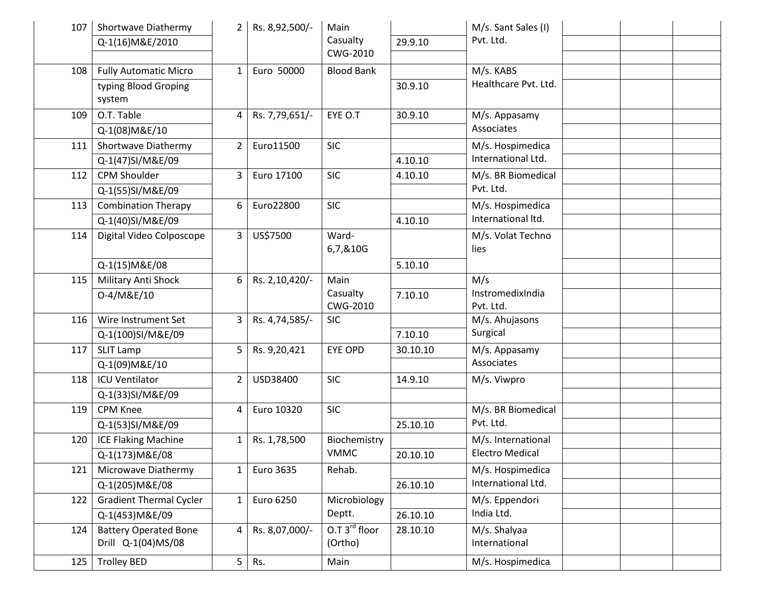| 107 | Shortwave Diathermy Q-1(16)M&E/2010 | 2 | Rs. 8,92,500/- | Main Casualty CWG-2010 | 29.9.10 | M/s. Sant Sales (I) Pvt. Ltd. | | | |
|---|---|---|---|---|---|---|---|---|---|
| 108 | Fully Automatic Micro typing Blood Groping system | 1 | Euro 50000 | Blood Bank | 30.9.10 | M/s. KABS Healthcare Pvt. Ltd. | | | |
| 109 | O.T. Table Q-1(08)M&E/10 | 4 | Rs. 7,79,651/- | EYE O.T | 30.9.10 | M/s. Appasamy Associates | | | |
| 111 | Shortwave Diathermy Q-1(47)SI/M&E/09 | 2 | Euro11500 | SIC | 4.10.10 | M/s. Hospimedica International Ltd. | | | |
| 112 | CPM Shoulder Q-1(55)SI/M&E/09 | 3 | Euro 17100 | SIC | 4.10.10 | M/s. BR Biomedical Pvt. Ltd. | | | |
| 113 | Combination Therapy Q-1(40)SI/M&E/09 | 6 | Euro22800 | SIC | 4.10.10 | M/s. Hospimedica International ltd. | | | |
| 114 | Digital Video Colposcope Q-1(15)M&E/08 | 3 | US$7500 | Ward-6,7,&10G | 5.10.10 | M/s. Volat Techno lies | | | |
| 115 | Military Anti Shock O-4/M&E/10 | 6 | Rs. 2,10,420/- | Main Casualty CWG-2010 | 7.10.10 | M/s InstromedixIndia Pvt. Ltd. | | | |
| 116 | Wire Instrument Set Q-1(100)SI/M&E/09 | 3 | Rs. 4,74,585/- | SIC | 7.10.10 | M/s. Ahujasons Surgical | | | |
| 117 | SLIT Lamp Q-1(09)M&E/10 | 5 | Rs. 9,20,421 | EYE OPD | 30.10.10 | M/s. Appasamy Associates | | | |
| 118 | ICU Ventilator Q-1(33)SI/M&E/09 | 2 | USD38400 | SIC | 14.9.10 | M/s. Viwpro | | | |
| 119 | CPM Knee Q-1(53)SI/M&E/09 | 4 | Euro 10320 | SIC | 25.10.10 | M/s. BR Biomedical Pvt. Ltd. | | | |
| 120 | ICE Flaking Machine Q-1(173)M&E/08 | 1 | Rs. 1,78,500 | Biochemistry VMMC | 20.10.10 | M/s. International Electro Medical | | | |
| 121 | Microwave Diathermy Q-1(205)M&E/08 | 1 | Euro 3635 | Rehab. | 26.10.10 | M/s. Hospimedica International Ltd. | | | |
| 122 | Gradient Thermal Cycler Q-1(453)M&E/09 | 1 | Euro 6250 | Microbiology Deptt. | 26.10.10 | M/s. Eppendori India Ltd. | | | |
| 124 | Battery Operated Bone Drill Q-1(04)MS/08 | 4 | Rs. 8,07,000/- | O.T 3rd floor (Ortho) | 28.10.10 | M/s. Shalyaa International | | | |
| 125 | Trolley BED | 5 | Rs. | Main | | M/s. Hospimedica | | | |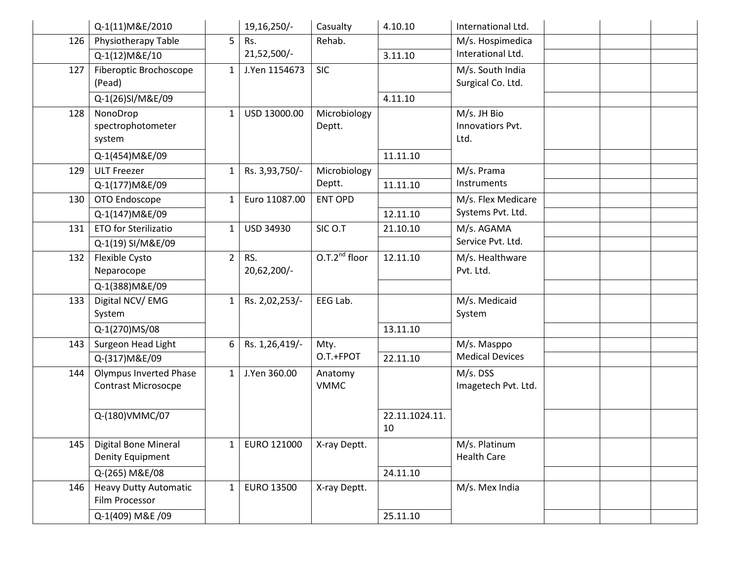| | | | | | | | | | |
|---|---|---|---|---|---|---|---|---|---|
| | Q-1(11)M&E/2010 | | 19,16,250/- | Casualty | 4.10.10 | International Ltd. | | | |
| 126 | Physiotherapy Table | 5 | Rs. 21,52,500/- | Rehab. | | M/s. Hospimedica Interational Ltd. | | | |
| | Q-1(12)M&E/10 | | | | 3.11.10 | | | | |
| 127 | Fiberoptic Brochoscope (Pead) | 1 | J.Yen 1154673 | SIC | | M/s. South India Surgical Co. Ltd. | | | |
| | Q-1(26)SI/M&E/09 | | | | 4.11.10 | | | | |
| 128 | NonoDrop spectrophotometer system | 1 | USD 13000.00 | Microbiology Deptt. | | M/s. JH Bio Innovatiors Pvt. Ltd. | | | |
| | Q-1(454)M&E/09 | | | | 11.11.10 | | | | |
| 129 | ULT Freezer | 1 | Rs. 3,93,750/- | Microbiology Deptt. | | M/s. Prama Instruments | | | |
| | Q-1(177)M&E/09 | | | | 11.11.10 | | | | |
| 130 | OTO Endoscope | 1 | Euro 11087.00 | ENT OPD | | M/s. Flex Medicare Systems Pvt. Ltd. | | | |
| | Q-1(147)M&E/09 | | | | 12.11.10 | | | | |
| 131 | ETO for Sterilizatio | 1 | USD 34930 | SIC O.T | 21.10.10 | M/s. AGAMA Service Pvt. Ltd. | | | |
| | Q-1(19) SI/M&E/09 | | | | | | | | |
| 132 | Flexible Cysto Neparocope | 2 | RS. 20,62,200/- | O.T.2nd floor | 12.11.10 | M/s. Healthware Pvt. Ltd. | | | |
| | Q-1(388)M&E/09 | | | | | | | | |
| 133 | Digital NCV/ EMG System | 1 | Rs. 2,02,253/- | EEG Lab. | | M/s. Medicaid System | | | |
| | Q-1(270)MS/08 | | | | 13.11.10 | | | | |
| 143 | Surgeon Head Light | 6 | Rs. 1,26,419/- | Mty. O.T.+FPOT | | M/s. Masppo Medical Devices | | | |
| | Q-(317)M&E/09 | | | | 22.11.10 | | | | |
| 144 | Olympus Inverted Phase Contrast Microsocpe | 1 | J.Yen 360.00 | Anatomy VMMC | | M/s. DSS Imagetech Pvt. Ltd. | | | |
| | Q-(180)VMMC/07 | | | | 22.11.1024.11.10 | | | | |
| 145 | Digital Bone Mineral Denity Equipment | 1 | EURO 121000 | X-ray Deptt. | | M/s. Platinum Health Care | | | |
| | Q-(265) M&E/08 | | | | 24.11.10 | | | | |
| 146 | Heavy Dutty Automatic Film Processor | 1 | EURO 13500 | X-ray Deptt. | | M/s. Mex India | | | |
| | Q-1(409) M&E /09 | | | | 25.11.10 | | | | |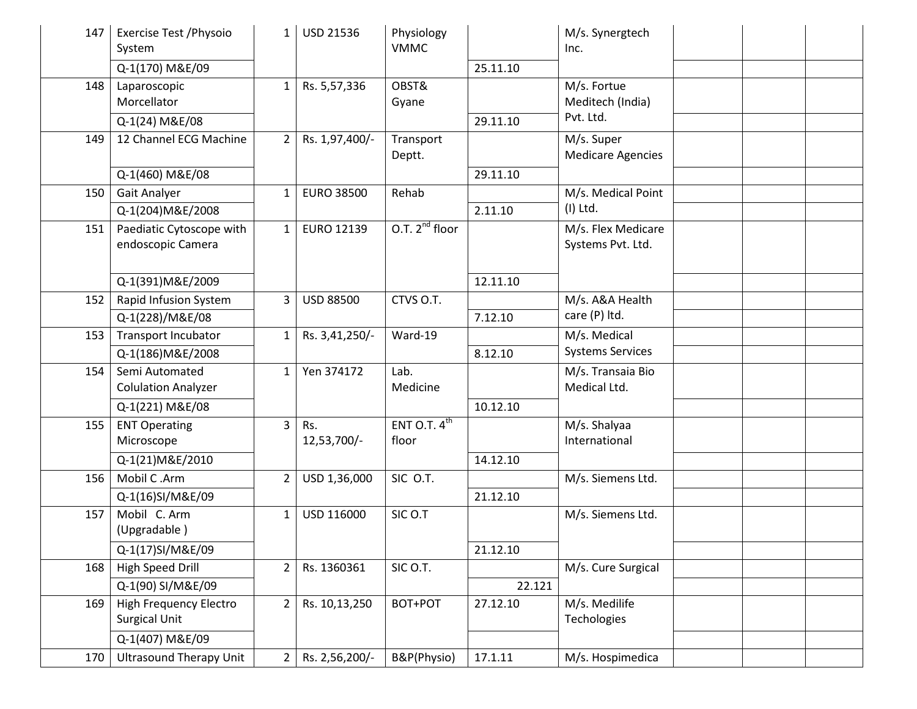| | | | | | | | | | |
|---|---|---|---|---|---|---|---|---|---|
| 147 | Exercise Test /Physoio System | 1 | USD 21536 | Physiology VMMC | | M/s. Synergtech Inc. | | | |
| | Q-1(170) M&E/09 | | | | 25.11.10 | | | | |
| 148 | Laparoscopic Morcellator | 1 | Rs. 5,57,336 | OBST& Gyane | | M/s. Fortue Meditech (India) Pvt. Ltd. | | | |
| | Q-1(24) M&E/08 | | | | 29.11.10 | | | | |
| 149 | 12 Channel ECG Machine | 2 | Rs. 1,97,400/- | Transport Deptt. | | M/s. Super Medicare Agencies | | | |
| | Q-1(460) M&E/08 | | | | 29.11.10 | | | | |
| 150 | Gait Analyer | 1 | EURO 38500 | Rehab | | M/s. Medical Point (I) Ltd. | | | |
| | Q-1(204)M&E/2008 | | | | 2.11.10 | | | | |
| 151 | Paediatic Cytoscope with endoscopic Camera | 1 | EURO 12139 | O.T. 2nd floor | | M/s. Flex Medicare Systems Pvt. Ltd. | | | |
| | Q-1(391)M&E/2009 | | | | 12.11.10 | | | | |
| 152 | Rapid Infusion System | 3 | USD 88500 | CTVS O.T. | | M/s. A&A Health care (P) ltd. | | | |
| | Q-1(228)/M&E/08 | | | | 7.12.10 | | | | |
| 153 | Transport Incubator | 1 | Rs. 3,41,250/- | Ward-19 | | M/s. Medical Systems Services | | | |
| | Q-1(186)M&E/2008 | | | | 8.12.10 | | | | |
| 154 | Semi Automated Colulation Analyzer | 1 | Yen 374172 | Lab. Medicine | | M/s. Transaia Bio Medical Ltd. | | | |
| | Q-1(221) M&E/08 | | | | 10.12.10 | | | | |
| 155 | ENT Operating Microscope | 3 | Rs. 12,53,700/- | ENT O.T. 4th floor | | M/s. Shalyaa International | | | |
| | Q-1(21)M&E/2010 | | | | 14.12.10 | | | | |
| 156 | Mobil C .Arm | 2 | USD 1,36,000 | SIC O.T. | | M/s. Siemens Ltd. | | | |
| | Q-1(16)SI/M&E/09 | | | | 21.12.10 | | | | |
| 157 | Mobil C. Arm (Upgradable ) | 1 | USD 116000 | SIC O.T | | M/s. Siemens Ltd. | | | |
| | Q-1(17)SI/M&E/09 | | | | 21.12.10 | | | | |
| 168 | High Speed Drill | 2 | Rs. 1360361 | SIC O.T. | | M/s. Cure Surgical | | | |
| | Q-1(90) SI/M&E/09 | | | | 22.121 | | | | |
| 169 | High Frequency Electro Surgical Unit | 2 | Rs. 10,13,250 | BOT+POT | 27.12.10 | M/s. Medilife Techologies | | | |
| | Q-1(407) M&E/09 | | | | | | | | |
| 170 | Ultrasound Therapy Unit | 2 | Rs. 2,56,200/- | B&P(Physio) | 17.1.11 | M/s. Hospimedica | | | |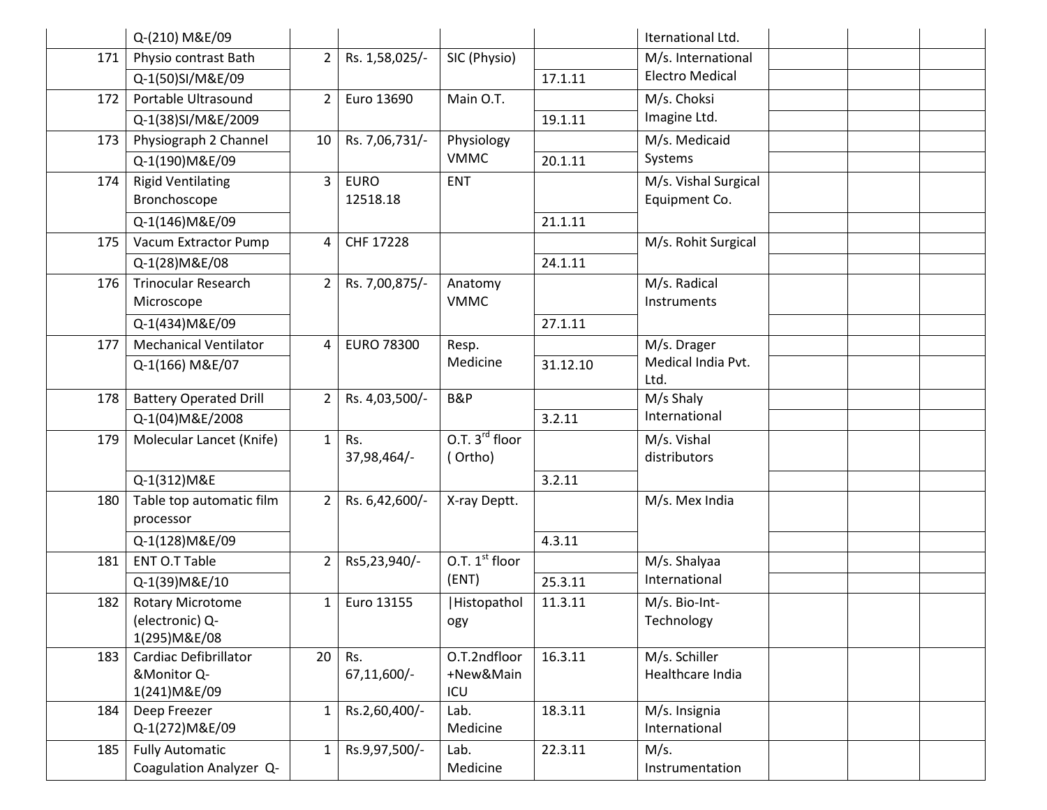| | | | | | | | | | |
|---|---|---|---|---|---|---|---|---|---|
| | Q-(210) M&E/09 | | | | | Iternational Ltd. | | | |
| 171 | Physio contrast Bath | 2 | Rs. 1,58,025/- | SIC (Physio) | | M/s. International Electro Medical | | | |
| | Q-1(50)SI/M&E/09 | | | | 17.1.11 | | | | |
| 172 | Portable Ultrasound | 2 | Euro 13690 | Main O.T. | | M/s. Choksi Imagine Ltd. | | | |
| | Q-1(38)SI/M&E/2009 | | | | 19.1.11 | | | | |
| 173 | Physiograph 2 Channel | 10 | Rs. 7,06,731/- | Physiology VMMC | | M/s. Medicaid Systems | | | |
| | Q-1(190)M&E/09 | | | | 20.1.11 | | | | |
| 174 | Rigid Ventilating Bronchoscope | 3 | EURO 12518.18 | ENT | | M/s. Vishal Surgical Equipment Co. | | | |
| | Q-1(146)M&E/09 | | | | 21.1.11 | | | | |
| 175 | Vacum Extractor Pump | 4 | CHF 17228 | | | M/s. Rohit Surgical | | | |
| | Q-1(28)M&E/08 | | | | 24.1.11 | | | | |
| 176 | Trinocular Research Microscope | 2 | Rs. 7,00,875/- | Anatomy VMMC | | M/s. Radical Instruments | | | |
| | Q-1(434)M&E/09 | | | | 27.1.11 | | | | |
| 177 | Mechanical Ventilator | 4 | EURO 78300 | Resp. Medicine | | M/s. Drager Medical India Pvt. Ltd. | | | |
| | Q-1(166) M&E/07 | | | | 31.12.10 | | | | |
| 178 | Battery Operated Drill | 2 | Rs. 4,03,500/- | B&P | | M/s Shaly International | | | |
| | Q-1(04)M&E/2008 | | | | 3.2.11 | | | | |
| 179 | Molecular Lancet (Knife) | 1 | Rs. 37,98,464/- | O.T. 3rd floor ( Ortho) | | M/s. Vishal distributors | | | |
| | Q-1(312)M&E | | | | 3.2.11 | | | | |
| 180 | Table top automatic film processor | 2 | Rs. 6,42,600/- | X-ray Deptt. | | M/s. Mex India | | | |
| | Q-1(128)M&E/09 | | | | 4.3.11 | | | | |
| 181 | ENT O.T Table | 2 | Rs5,23,940/- | O.T. 1st floor (ENT) | | M/s. Shalyaa International | | | |
| | Q-1(39)M&E/10 | | | | 25.3.11 | | | | |
| 182 | Rotary Microtome (electronic) Q-1(295)M&E/08 | 1 | Euro 13155 | \|Histopathology | 11.3.11 | M/s. Bio-Int-Technology | | | |
| 183 | Cardiac Defibrillator &Monitor Q-1(241)M&E/09 | 20 | Rs. 67,11,600/- | O.T.2ndfloor +New&Main ICU | 16.3.11 | M/s. Schiller Healthcare India | | | |
| 184 | Deep Freezer Q-1(272)M&E/09 | 1 | Rs.2,60,400/- | Lab. Medicine | 18.3.11 | M/s. Insignia International | | | |
| 185 | Fully Automatic Coagulation Analyzer Q- | 1 | Rs.9,97,500/- | Lab. Medicine | 22.3.11 | M/s. Instrumentation | | | |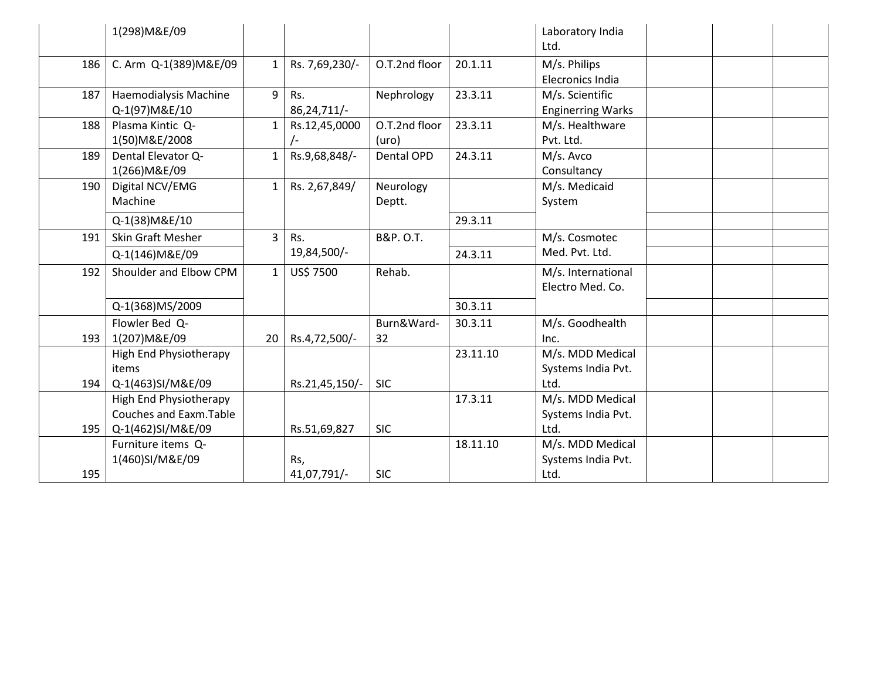| | | | | | | | | | |
|---|---|---|---|---|---|---|---|---|---|
| | 1(298)M&E/09 | | | | | Laboratory India Ltd. | | | |
| 186 | C. Arm Q-1(389)M&E/09 | 1 | Rs. 7,69,230/- | O.T.2nd floor | 20.1.11 | M/s. Philips Elecronics India | | | |
| 187 | Haemodialysis Machine Q-1(97)M&E/10 | 9 | Rs. 86,24,711/- | Nephrology | 23.3.11 | M/s. Scientific Enginerring Warks | | | |
| 188 | Plasma Kintic Q-1(50)M&E/2008 | 1 | Rs.12,45,0000 /- | O.T.2nd floor (uro) | 23.3.11 | M/s. Healthware Pvt. Ltd. | | | |
| 189 | Dental Elevator Q-1(266)M&E/09 | 1 | Rs.9,68,848/- | Dental OPD | 24.3.11 | M/s. Avco Consultancy | | | |
| 190 | Digital NCV/EMG Machine | 1 | Rs. 2,67,849/ | Neurology Deptt. | | M/s. Medicaid System | | | |
| | Q-1(38)M&E/10 | | | | 29.3.11 | | | | |
| 191 | Skin Graft Mesher | 3 | Rs. 19,84,500/- | B&P. O.T. | | M/s. Cosmotec Med. Pvt. Ltd. | | | |
| | Q-1(146)M&E/09 | | | | 24.3.11 | | | | |
| 192 | Shoulder and Elbow CPM | 1 | US$ 7500 | Rehab. | | M/s. International Electro Med. Co. | | | |
| | Q-1(368)MS/2009 | | | | 30.3.11 | | | | |
| 193 | Flowler Bed Q-1(207)M&E/09 | 20 | Rs.4,72,500/- | Burn&Ward-32 | 30.3.11 | M/s. Goodhealth Inc. | | | |
| 194 | High End Physiotherapy items Q-1(463)SI/M&E/09 | | Rs.21,45,150/- | SIC | 23.11.10 | M/s. MDD Medical Systems India Pvt. Ltd. | | | |
| 195 | High End Physiotherapy Couches and Eaxm.Table Q-1(462)SI/M&E/09 | | Rs.51,69,827 | SIC | 17.3.11 | M/s. MDD Medical Systems India Pvt. Ltd. | | | |
| 195 | Furniture items Q-1(460)SI/M&E/09 | | Rs, 41,07,791/- | SIC | 18.11.10 | M/s. MDD Medical Systems India Pvt. Ltd. | | | |